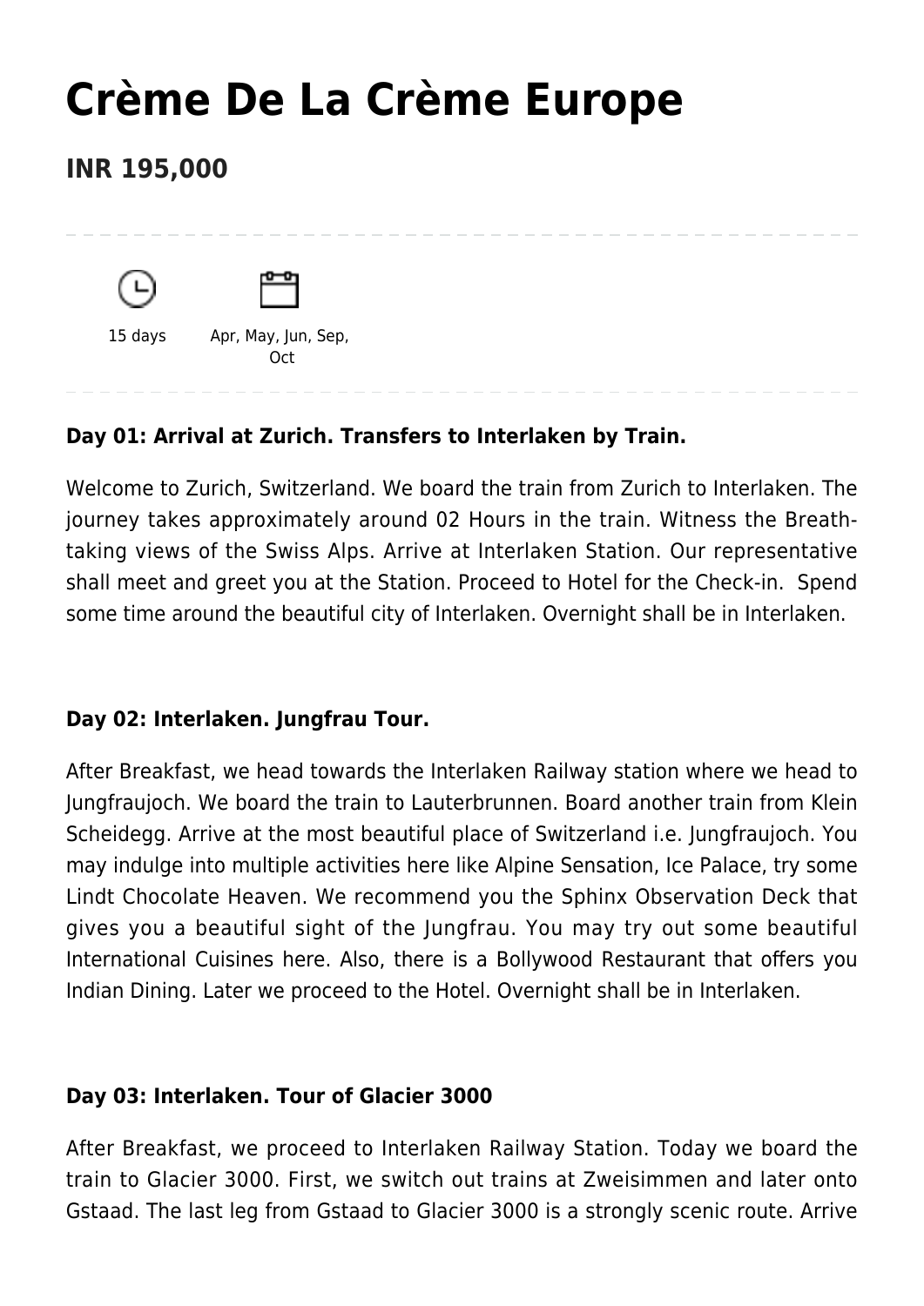# Crème De La Crème Europe

## INR 195,000

15 days

Apr, May, Jun, Sep, Oct

**Day 01: Arrival at Zurich. Transfers to Interlaken by Train.**

Welcome to Zurich, Switzerland. We board the train from Zurich to Interlaken. The journey takes approximately around 02 Hours in the train. Witness the Breath-taking views of the Swiss Alps. Arrive at Interlaken Station. Our representative shall meet and greet you at the Station. Proceed to Hotel for the Check-in. Spend some time around the beautiful city of Interlaken. Overnight shall be in Interlaken.

**Day 02: Interlaken. Jungfrau Tour.**

After Breakfast, we head towards the Interlaken Railway station where we head to Jungfraujoch. We board the train to Lauterbrunnen. Board another train from Klein Scheidegg. Arrive at the most beautiful place of Switzerland i.e. Jungfraujoch. You may indulge into multiple activities here like Alpine Sensation, Ice Palace, try some Lindt Chocolate Heaven. We recommend you the Sphinx Observation Deck that gives you a beautiful sight of the Jungfrau. You may try out some beautiful International Cuisines here. Also, there is a Bollywood Restaurant that offers you Indian Dining. Later we proceed to the Hotel. Overnight shall be in Interlaken.

**Day 03: Interlaken. Tour of Glacier 3000**

After Breakfast, we proceed to Interlaken Railway Station. Today we board the train to Glacier 3000. First, we switch out trains at Zweisimmen and later onto Gstaad. The last leg from Gstaad to Glacier 3000 is a strongly scenic route. Arrive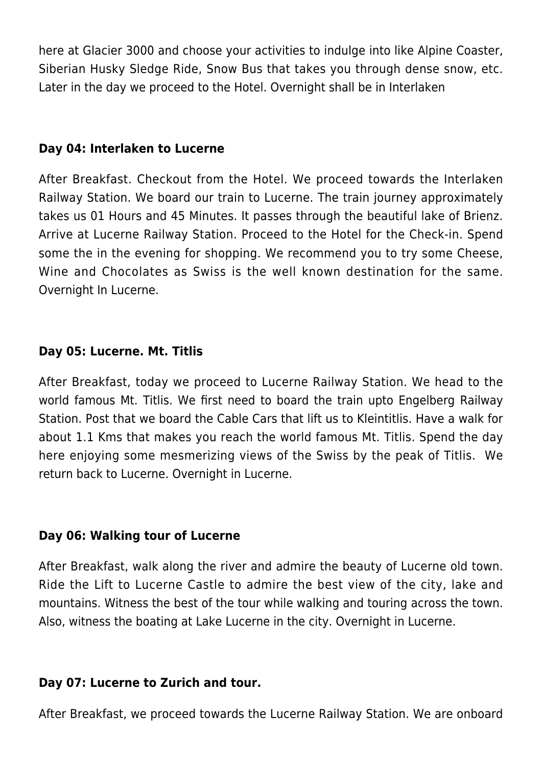here at Glacier 3000 and choose your activities to indulge into like Alpine Coaster, Siberian Husky Sledge Ride, Snow Bus that takes you through dense snow, etc. Later in the day we proceed to the Hotel. Overnight shall be in Interlaken

**Day 04: Interlaken to Lucerne**

After Breakfast. Checkout from the Hotel. We proceed towards the Interlaken Railway Station. We board our train to Lucerne. The train journey approximately takes us 01 Hours and 45 Minutes. It passes through the beautiful lake of Brienz. Arrive at Lucerne Railway Station. Proceed to the Hotel for the Check-in. Spend some the in the evening for shopping. We recommend you to try some Cheese, Wine and Chocolates as Swiss is the well known destination for the same. Overnight In Lucerne.

**Day 05: Lucerne. Mt. Titlis**

After Breakfast, today we proceed to Lucerne Railway Station. We head to the world famous Mt. Titlis. We first need to board the train upto Engelberg Railway Station. Post that we board the Cable Cars that lift us to Kleintitlis. Have a walk for about 1.1 Kms that makes you reach the world famous Mt. Titlis. Spend the day here enjoying some mesmerizing views of the Swiss by the peak of Titlis. We return back to Lucerne. Overnight in Lucerne.

**Day 06: Walking tour of Lucerne**

After Breakfast, walk along the river and admire the beauty of Lucerne old town. Ride the Lift to Lucerne Castle to admire the best view of the city, lake and mountains. Witness the best of the tour while walking and touring across the town. Also, witness the boating at Lake Lucerne in the city. Overnight in Lucerne.

**Day 07: Lucerne to Zurich and tour.**

After Breakfast, we proceed towards the Lucerne Railway Station. We are onboard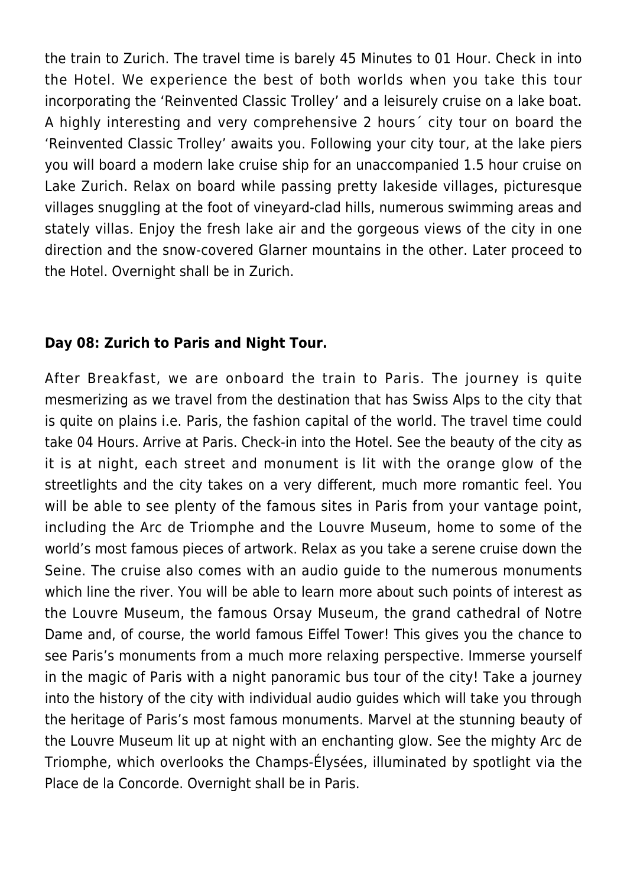the train to Zurich. The travel time is barely 45 Minutes to 01 Hour. Check in into the Hotel. We experience the best of both worlds when you take this tour incorporating the 'Reinvented Classic Trolley' and a leisurely cruise on a lake boat. A highly interesting and very comprehensive 2 hours´ city tour on board the 'Reinvented Classic Trolley' awaits you. Following your city tour, at the lake piers you will board a modern lake cruise ship for an unaccompanied 1.5 hour cruise on Lake Zurich. Relax on board while passing pretty lakeside villages, picturesque villages snuggling at the foot of vineyard-clad hills, numerous swimming areas and stately villas. Enjoy the fresh lake air and the gorgeous views of the city in one direction and the snow-covered Glarner mountains in the other. Later proceed to the Hotel. Overnight shall be in Zurich.

**Day 08: Zurich to Paris and Night Tour.**

After Breakfast, we are onboard the train to Paris. The journey is quite mesmerizing as we travel from the destination that has Swiss Alps to the city that is quite on plains i.e. Paris, the fashion capital of the world. The travel time could take 04 Hours. Arrive at Paris. Check-in into the Hotel. See the beauty of the city as it is at night, each street and monument is lit with the orange glow of the streetlights and the city takes on a very different, much more romantic feel. You will be able to see plenty of the famous sites in Paris from your vantage point, including the Arc de Triomphe and the Louvre Museum, home to some of the world's most famous pieces of artwork. Relax as you take a serene cruise down the Seine. The cruise also comes with an audio guide to the numerous monuments which line the river. You will be able to learn more about such points of interest as the Louvre Museum, the famous Orsay Museum, the grand cathedral of Notre Dame and, of course, the world famous Eiffel Tower! This gives you the chance to see Paris's monuments from a much more relaxing perspective. Immerse yourself in the magic of Paris with a night panoramic bus tour of the city! Take a journey into the history of the city with individual audio guides which will take you through the heritage of Paris's most famous monuments. Marvel at the stunning beauty of the Louvre Museum lit up at night with an enchanting glow. See the mighty Arc de Triomphe, which overlooks the Champs-Élysées, illuminated by spotlight via the Place de la Concorde. Overnight shall be in Paris.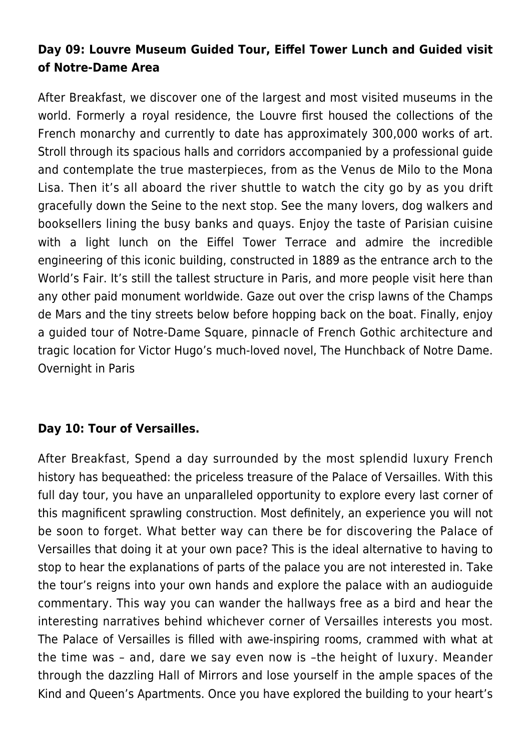### **Day 09: Louvre Museum Guided Tour, Eiffel Tower Lunch and Guided visit of Notre-Dame Area**

After Breakfast, we discover one of the largest and most visited museums in the world. Formerly a royal residence, the Louvre first housed the collections of the French monarchy and currently to date has approximately 300,000 works of art. Stroll through its spacious halls and corridors accompanied by a professional guide and contemplate the true masterpieces, from as the Venus de Milo to the Mona Lisa. Then it's all aboard the river shuttle to watch the city go by as you drift gracefully down the Seine to the next stop. See the many lovers, dog walkers and booksellers lining the busy banks and quays. Enjoy the taste of Parisian cuisine with a light lunch on the Eiffel Tower Terrace and admire the incredible engineering of this iconic building, constructed in 1889 as the entrance arch to the World's Fair. It's still the tallest structure in Paris, and more people visit here than any other paid monument worldwide. Gaze out over the crisp lawns of the Champs de Mars and the tiny streets below before hopping back on the boat. Finally, enjoy a guided tour of Notre-Dame Square, pinnacle of French Gothic architecture and tragic location for Victor Hugo's much-loved novel, The Hunchback of Notre Dame. Overnight in Paris

### **Day 10: Tour of Versailles.**

After Breakfast, Spend a day surrounded by the most splendid luxury French history has bequeathed: the priceless treasure of the Palace of Versailles. With this full day tour, you have an unparalleled opportunity to explore every last corner of this magnificent sprawling construction. Most definitely, an experience you will not be soon to forget. What better way can there be for discovering the Palace of Versailles that doing it at your own pace? This is the ideal alternative to having to stop to hear the explanations of parts of the palace you are not interested in. Take the tour's reigns into your own hands and explore the palace with an audioguide commentary. This way you can wander the hallways free as a bird and hear the interesting narratives behind whichever corner of Versailles interests you most. The Palace of Versailles is filled with awe-inspiring rooms, crammed with what at the time was – and, dare we say even now is –the height of luxury. Meander through the dazzling Hall of Mirrors and lose yourself in the ample spaces of the Kind and Queen's Apartments. Once you have explored the building to your heart's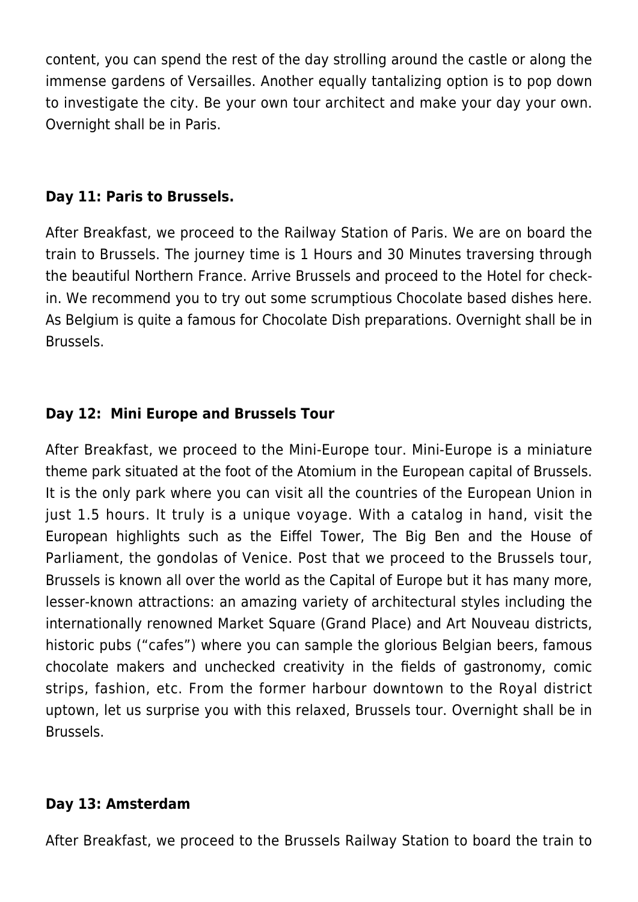content, you can spend the rest of the day strolling around the castle or along the immense gardens of Versailles. Another equally tantalizing option is to pop down to investigate the city. Be your own tour architect and make your day your own. Overnight shall be in Paris.

**Day 11: Paris to Brussels.**

After Breakfast, we proceed to the Railway Station of Paris. We are on board the train to Brussels. The journey time is 1 Hours and 30 Minutes traversing through the beautiful Northern France. Arrive Brussels and proceed to the Hotel for check-in. We recommend you to try out some scrumptious Chocolate based dishes here. As Belgium is quite a famous for Chocolate Dish preparations. Overnight shall be in Brussels.

**Day 12:  Mini Europe and Brussels Tour**

After Breakfast, we proceed to the Mini-Europe tour. Mini-Europe is a miniature theme park situated at the foot of the Atomium in the European capital of Brussels. It is the only park where you can visit all the countries of the European Union in just 1.5 hours. It truly is a unique voyage. With a catalog in hand, visit the European highlights such as the Eiffel Tower, The Big Ben and the House of Parliament, the gondolas of Venice. Post that we proceed to the Brussels tour, Brussels is known all over the world as the Capital of Europe but it has many more, lesser-known attractions: an amazing variety of architectural styles including the internationally renowned Market Square (Grand Place) and Art Nouveau districts, historic pubs ("cafes") where you can sample the glorious Belgian beers, famous chocolate makers and unchecked creativity in the fields of gastronomy, comic strips, fashion, etc. From the former harbour downtown to the Royal district uptown, let us surprise you with this relaxed, Brussels tour. Overnight shall be in Brussels.

**Day 13: Amsterdam**

After Breakfast, we proceed to the Brussels Railway Station to board the train to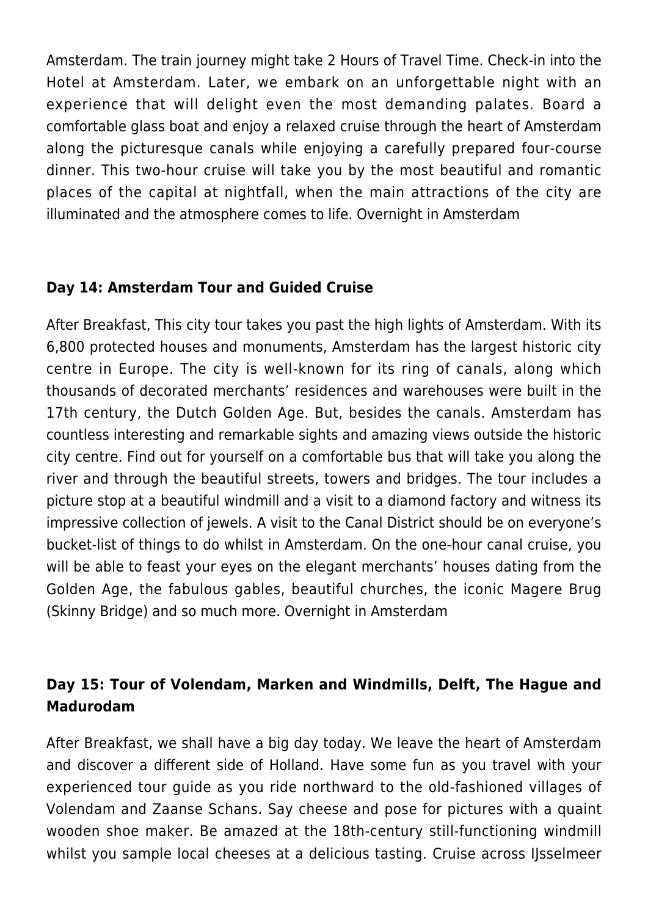Amsterdam. The train journey might take 2 Hours of Travel Time. Check-in into the Hotel at Amsterdam. Later, we embark on an unforgettable night with an experience that will delight even the most demanding palates. Board a comfortable glass boat and enjoy a relaxed cruise through the heart of Amsterdam along the picturesque canals while enjoying a carefully prepared four-course dinner. This two-hour cruise will take you by the most beautiful and romantic places of the capital at nightfall, when the main attractions of the city are illuminated and the atmosphere comes to life. Overnight in Amsterdam

**Day 14: Amsterdam Tour and Guided Cruise**

After Breakfast, This city tour takes you past the high lights of Amsterdam. With its 6,800 protected houses and monuments, Amsterdam has the largest historic city centre in Europe. The city is well-known for its ring of canals, along which thousands of decorated merchants' residences and warehouses were built in the 17th century, the Dutch Golden Age. But, besides the canals. Amsterdam has countless interesting and remarkable sights and amazing views outside the historic city centre. Find out for yourself on a comfortable bus that will take you along the river and through the beautiful streets, towers and bridges. The tour includes a picture stop at a beautiful windmill and a visit to a diamond factory and witness its impressive collection of jewels. A visit to the Canal District should be on everyone's bucket-list of things to do whilst in Amsterdam. On the one-hour canal cruise, you will be able to feast your eyes on the elegant merchants' houses dating from the Golden Age, the fabulous gables, beautiful churches, the iconic Magere Brug (Skinny Bridge) and so much more. Overnight in Amsterdam

**Day 15: Tour of Volendam, Marken and Windmills, Delft, The Hague and Madurodam**

After Breakfast, we shall have a big day today. We leave the heart of Amsterdam and discover a different side of Holland. Have some fun as you travel with your experienced tour guide as you ride northward to the old-fashioned villages of Volendam and Zaanse Schans. Say cheese and pose for pictures with a quaint wooden shoe maker. Be amazed at the 18th-century still-functioning windmill whilst you sample local cheeses at a delicious tasting. Cruise across IJsselmeer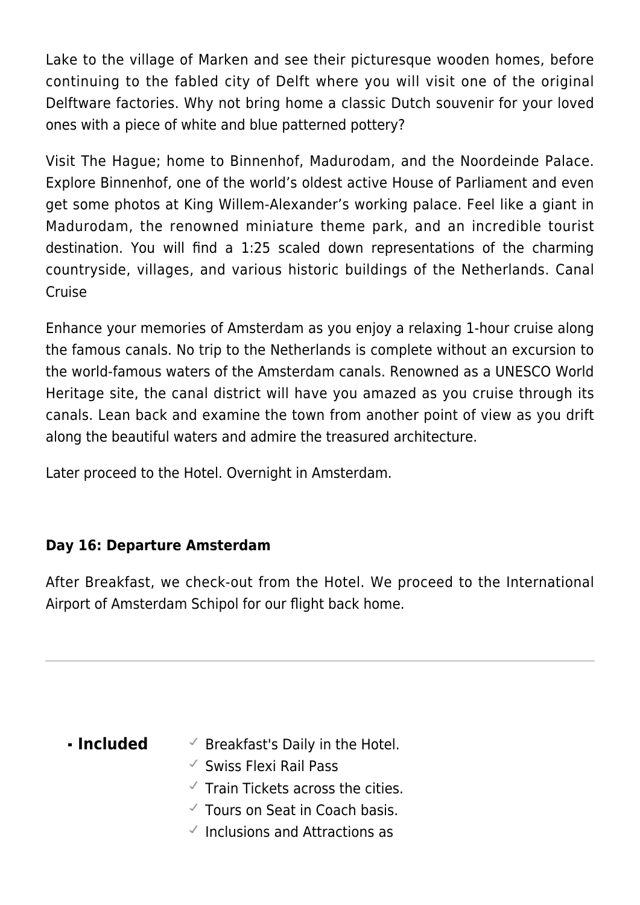Lake to the village of Marken and see their picturesque wooden homes, before continuing to the fabled city of Delft where you will visit one of the original Delftware factories. Why not bring home a classic Dutch souvenir for your loved ones with a piece of white and blue patterned pottery?

Visit The Hague; home to Binnenhof, Madurodam, and the Noordeinde Palace. Explore Binnenhof, one of the world's oldest active House of Parliament and even get some photos at King Willem-Alexander's working palace. Feel like a giant in Madurodam, the renowned miniature theme park, and an incredible tourist destination. You will find a 1:25 scaled down representations of the charming countryside, villages, and various historic buildings of the Netherlands. Canal Cruise

Enhance your memories of Amsterdam as you enjoy a relaxing 1-hour cruise along the famous canals. No trip to the Netherlands is complete without an excursion to the world-famous waters of the Amsterdam canals. Renowned as a UNESCO World Heritage site, the canal district will have you amazed as you cruise through its canals. Lean back and examine the town from another point of view as you drift along the beautiful waters and admire the treasured architecture.

Later proceed to the Hotel. Overnight in Amsterdam.

**Day 16: Departure Amsterdam**

After Breakfast, we check-out from the Hotel. We proceed to the International Airport of Amsterdam Schipol for our flight back home.

---

- **Included**
  - ✓ Breakfast's Daily in the Hotel.
  - ✓ Swiss Flexi Rail Pass
  - ✓ Train Tickets across the cities.
  - ✓ Tours on Seat in Coach basis.
  - ✓ Inclusions and Attractions as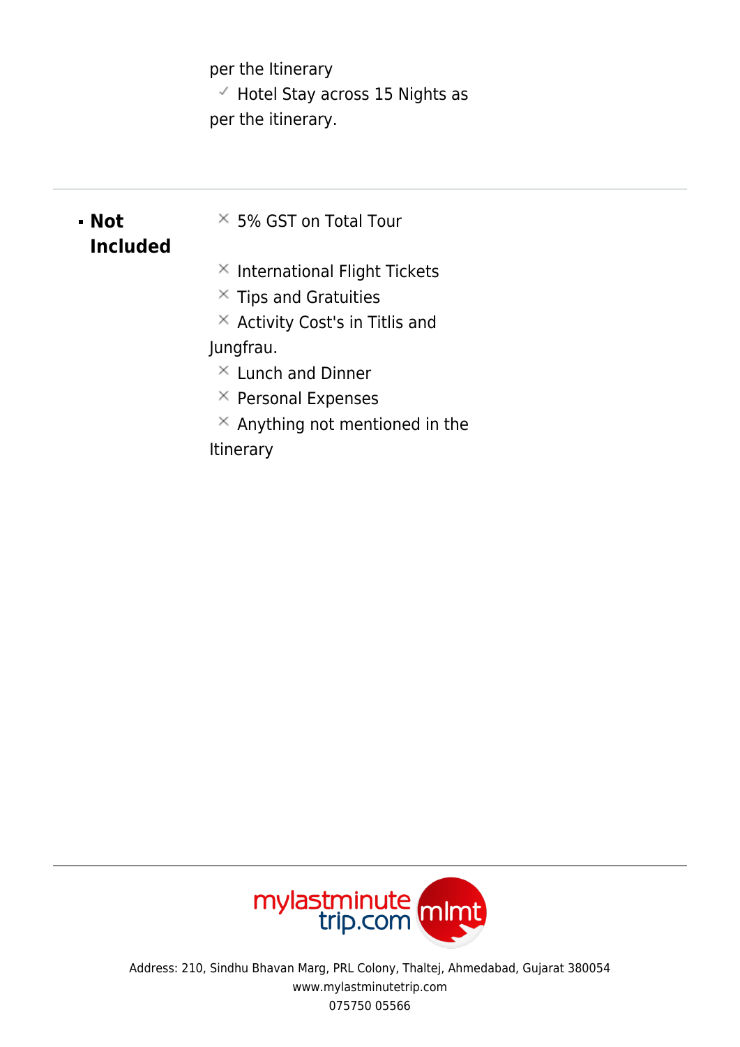per the Itinerary

✓ Hotel Stay across 15 Nights as per the itinerary.

---

- **Not Included**

  ✕ 5% GST on Total Tour

  ✕ International Flight Tickets
  ✕ Tips and Gratuities
  ✕ Activity Cost's in Titlis and Jungfrau.
  ✕ Lunch and Dinner
  ✕ Personal Expenses
  ✕ Anything not mentioned in the Itinerary

---

mylastminute trip.com mlmt

Address: 210, Sindhu Bhavan Marg, PRL Colony, Thaltej, Ahmedabad, Gujarat 380054
www.mylastminutetrip.com
075750 05566